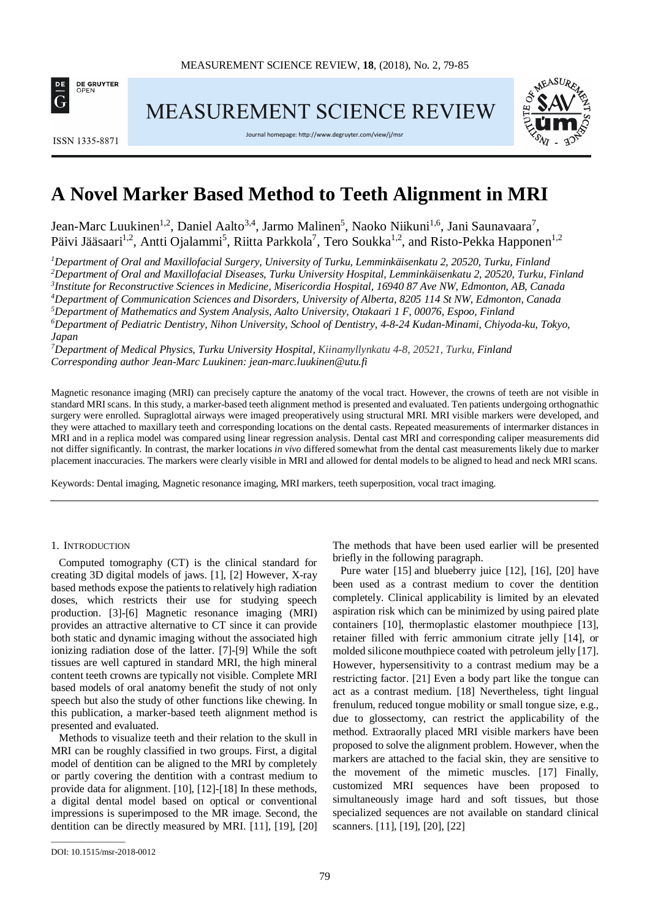# A Novel Marker Based Method to Teeth Alignment in MRI

Jean-Marc Luukinen[1,2], Daniel Aalto[3,4], Jarmo Malinen[5], Naoko Niikuni[1,6], Jani Saunavaara[7], Päivi Jääsaari[1,2], Antti Ojalammi[5], Riitta Parkkola[7], Tero Soukka[1,2], and Risto-Pekka Happonen[1,2]

[1]*Department of Oral and Maxillofacial Surgery, University of Turku, Lemminkäisenkatu 2, 20520, Turku, Finland*
[2]*Department of Oral and Maxillofacial Diseases, Turku University Hospital, Lemminkäisenkatu 2, 20520, Turku, Finland*
[3]*Institute for Reconstructive Sciences in Medicine, Misericordia Hospital, 16940 87 Ave NW, Edmonton, AB, Canada*
[4]*Department of Communication Sciences and Disorders, University of Alberta, 8205 114 St NW, Edmonton, Canada*
[5]*Department of Mathematics and System Analysis, Aalto University, Otakaari 1 F, 00076, Espoo, Finland*
[6]*Department of Pediatric Dentistry, Nihon University, School of Dentistry, 4-8-24 Kudan-Minami, Chiyoda-ku, Tokyo, Japan*
[7]*Department of Medical Physics, Turku University Hospital, Kiinamyllynkatu 4-8, 20521, Turku, Finland*
*Corresponding author Jean-Marc Luukinen: jean-marc.luukinen@utu.fi*

Magnetic resonance imaging (MRI) can precisely capture the anatomy of the vocal tract. However, the crowns of teeth are not visible in standard MRI scans. In this study, a marker-based teeth alignment method is presented and evaluated. Ten patients undergoing orthognathic surgery were enrolled. Supraglottal airways were imaged preoperatively using structural MRI. MRI visible markers were developed, and they were attached to maxillary teeth and corresponding locations on the dental casts. Repeated measurements of intermarker distances in MRI and in a replica model was compared using linear regression analysis. Dental cast MRI and corresponding caliper measurements did not differ significantly. In contrast, the marker locations *in vivo* differed somewhat from the dental cast measurements likely due to marker placement inaccuracies. The markers were clearly visible in MRI and allowed for dental models to be aligned to head and neck MRI scans.

Keywords: Dental imaging, Magnetic resonance imaging, MRI markers, teeth superposition, vocal tract imaging.

## 1. Introduction

Computed tomography (CT) is the clinical standard for creating 3D digital models of jaws. [1], [2] However, X-ray based methods expose the patients to relatively high radiation doses, which restricts their use for studying speech production. [3]-[6] Magnetic resonance imaging (MRI) provides an attractive alternative to CT since it can provide both static and dynamic imaging without the associated high ionizing radiation dose of the latter. [7]-[9] While the soft tissues are well captured in standard MRI, the high mineral content teeth crowns are typically not visible. Complete MRI based models of oral anatomy benefit the study of not only speech but also the study of other functions like chewing. In this publication, a marker-based teeth alignment method is presented and evaluated.

Methods to visualize teeth and their relation to the skull in MRI can be roughly classified in two groups. First, a digital model of dentition can be aligned to the MRI by completely or partly covering the dentition with a contrast medium to provide data for alignment. [10], [12]-[18] In these methods, a digital dental model based on optical or conventional impressions is superimposed to the MR image. Second, the dentition can be directly measured by MRI. [11], [19], [20] The methods that have been used earlier will be presented briefly in the following paragraph.

Pure water [15] and blueberry juice [12], [16], [20] have been used as a contrast medium to cover the dentition completely. Clinical applicability is limited by an elevated aspiration risk which can be minimized by using paired plate containers [10], thermoplastic elastomer mouthpiece [13], retainer filled with ferric ammonium citrate jelly [14], or molded silicone mouthpiece coated with petroleum jelly [17]. However, hypersensitivity to a contrast medium may be a restricting factor. [21] Even a body part like the tongue can act as a contrast medium. [18] Nevertheless, tight lingual frenulum, reduced tongue mobility or small tongue size, e.g., due to glossectomy, can restrict the applicability of the method. Extraorally placed MRI visible markers have been proposed to solve the alignment problem. However, when the markers are attached to the facial skin, they are sensitive to the movement of the mimetic muscles. [17] Finally, customized MRI sequences have been proposed to simultaneously image hard and soft tissues, but those specialized sequences are not available on standard clinical scanners. [11], [19], [20], [22]

DOI: 10.1515/msr-2018-0012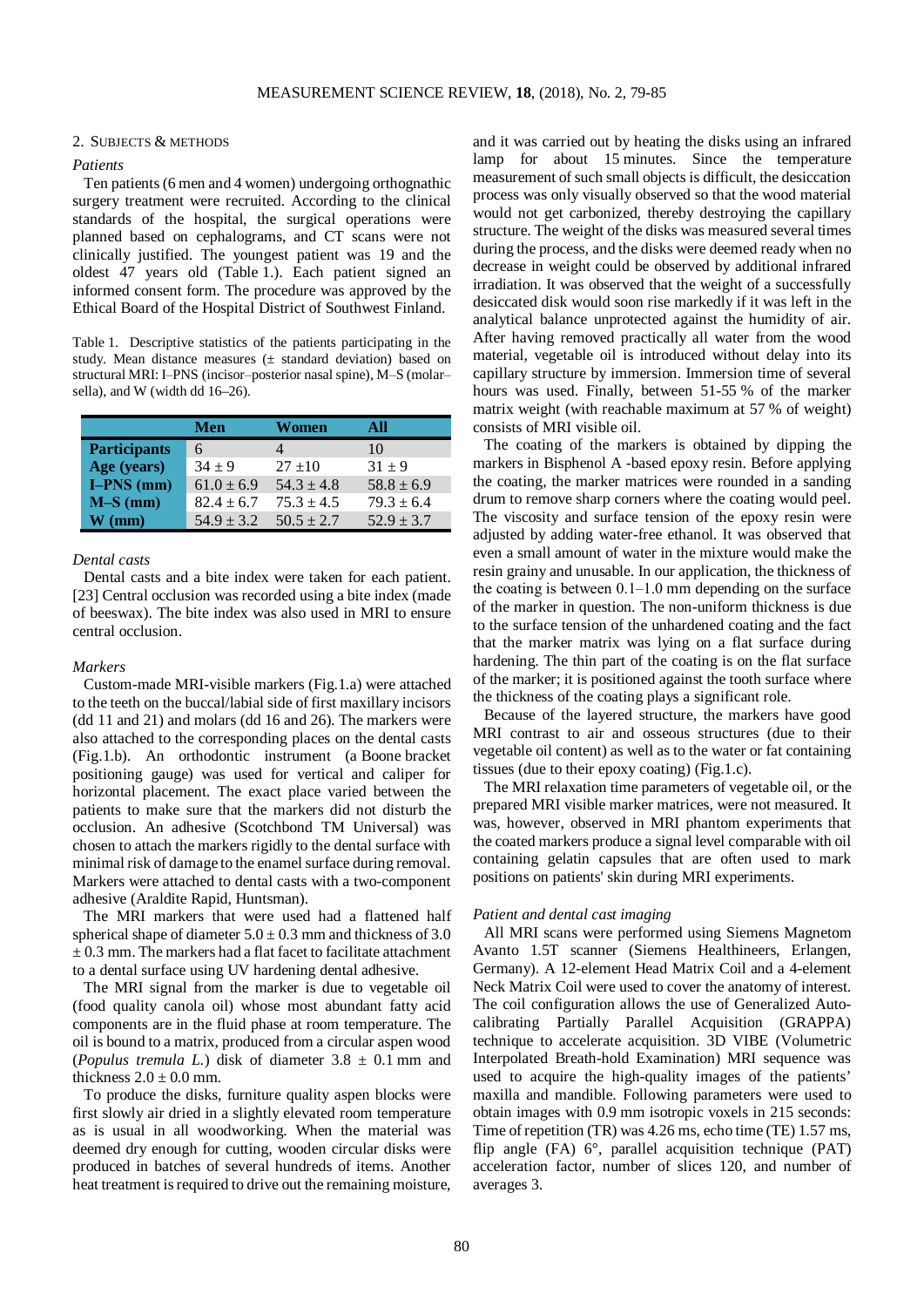## 2. Subjects & Methods

### *Patients*

Ten patients (6 men and 4 women) undergoing orthognathic surgery treatment were recruited. According to the clinical standards of the hospital, the surgical operations were planned based on cephalograms, and CT scans were not clinically justified. The youngest patient was 19 and the oldest 47 years old (Table 1.). Each patient signed an informed consent form. The procedure was approved by the Ethical Board of the Hospital District of Southwest Finland.

Table 1. Descriptive statistics of the patients participating in the study. Mean distance measures (± standard deviation) based on structural MRI: I–PNS (incisor–posterior nasal spine), M–S (molar–sella), and W (width dd 16–26).

| | **Men** | **Women** | **All** |
|---|---|---|---|
| **Participants** | 6 | 4 | 10 |
| **Age (years)** | 34 ± 9 | 27 ±10 | 31 ± 9 |
| **I–PNS (mm)** | 61.0 ± 6.9 | 54.3 ± 4.8 | 58.8 ± 6.9 |
| **M–S (mm)** | 82.4 ± 6.7 | 75.3 ± 4.5 | 79.3 ± 6.4 |
| **W (mm)** | 54.9 ± 3.2 | 50.5 ± 2.7 | 52.9 ± 3.7 |

### *Dental casts*

Dental casts and a bite index were taken for each patient. [23] Central occlusion was recorded using a bite index (made of beeswax). The bite index was also used in MRI to ensure central occlusion.

### *Markers*

Custom-made MRI-visible markers (Fig.1.a) were attached to the teeth on the buccal/labial side of first maxillary incisors (dd 11 and 21) and molars (dd 16 and 26). The markers were also attached to the corresponding places on the dental casts (Fig.1.b). An orthodontic instrument (a Boone bracket positioning gauge) was used for vertical and caliper for horizontal placement. The exact place varied between the patients to make sure that the markers did not disturb the occlusion. An adhesive (Scotchbond TM Universal) was chosen to attach the markers rigidly to the dental surface with minimal risk of damage to the enamel surface during removal. Markers were attached to dental casts with a two-component adhesive (Araldite Rapid, Huntsman).

The MRI markers that were used had a flattened half spherical shape of diameter 5.0 ± 0.3 mm and thickness of 3.0 ± 0.3 mm. The markers had a flat facet to facilitate attachment to a dental surface using UV hardening dental adhesive.

The MRI signal from the marker is due to vegetable oil (food quality canola oil) whose most abundant fatty acid components are in the fluid phase at room temperature. The oil is bound to a matrix, produced from a circular aspen wood (*Populus tremula L.*) disk of diameter 3.8 ± 0.1 mm and thickness 2.0 ± 0.0 mm.

To produce the disks, furniture quality aspen blocks were first slowly air dried in a slightly elevated room temperature as is usual in all woodworking. When the material was deemed dry enough for cutting, wooden circular disks were produced in batches of several hundreds of items. Another heat treatment is required to drive out the remaining moisture, and it was carried out by heating the disks using an infrared lamp for about 15 minutes. Since the temperature measurement of such small objects is difficult, the desiccation process was only visually observed so that the wood material would not get carbonized, thereby destroying the capillary structure. The weight of the disks was measured several times during the process, and the disks were deemed ready when no decrease in weight could be observed by additional infrared irradiation. It was observed that the weight of a successfully desiccated disk would soon rise markedly if it was left in the analytical balance unprotected against the humidity of air. After having removed practically all water from the wood material, vegetable oil is introduced without delay into its capillary structure by immersion. Immersion time of several hours was used. Finally, between 51-55 % of the marker matrix weight (with reachable maximum at 57 % of weight) consists of MRI visible oil.

The coating of the markers is obtained by dipping the markers in Bisphenol A -based epoxy resin. Before applying the coating, the marker matrices were rounded in a sanding drum to remove sharp corners where the coating would peel. The viscosity and surface tension of the epoxy resin were adjusted by adding water-free ethanol. It was observed that even a small amount of water in the mixture would make the resin grainy and unusable. In our application, the thickness of the coating is between 0.1–1.0 mm depending on the surface of the marker in question. The non-uniform thickness is due to the surface tension of the unhardened coating and the fact that the marker matrix was lying on a flat surface during hardening. The thin part of the coating is on the flat surface of the marker; it is positioned against the tooth surface where the thickness of the coating plays a significant role.

Because of the layered structure, the markers have good MRI contrast to air and osseous structures (due to their vegetable oil content) as well as to the water or fat containing tissues (due to their epoxy coating) (Fig.1.c).

The MRI relaxation time parameters of vegetable oil, or the prepared MRI visible marker matrices, were not measured. It was, however, observed in MRI phantom experiments that the coated markers produce a signal level comparable with oil containing gelatin capsules that are often used to mark positions on patients' skin during MRI experiments.

### *Patient and dental cast imaging*

All MRI scans were performed using Siemens Magnetom Avanto 1.5T scanner (Siemens Healthineers, Erlangen, Germany). A 12-element Head Matrix Coil and a 4-element Neck Matrix Coil were used to cover the anatomy of interest. The coil configuration allows the use of Generalized Auto-calibrating Partially Parallel Acquisition (GRAPPA) technique to accelerate acquisition. 3D VIBE (Volumetric Interpolated Breath-hold Examination) MRI sequence was used to acquire the high-quality images of the patients' maxilla and mandible. Following parameters were used to obtain images with 0.9 mm isotropic voxels in 215 seconds: Time of repetition (TR) was 4.26 ms, echo time (TE) 1.57 ms, flip angle (FA) 6°, parallel acquisition technique (PAT) acceleration factor, number of slices 120, and number of averages 3.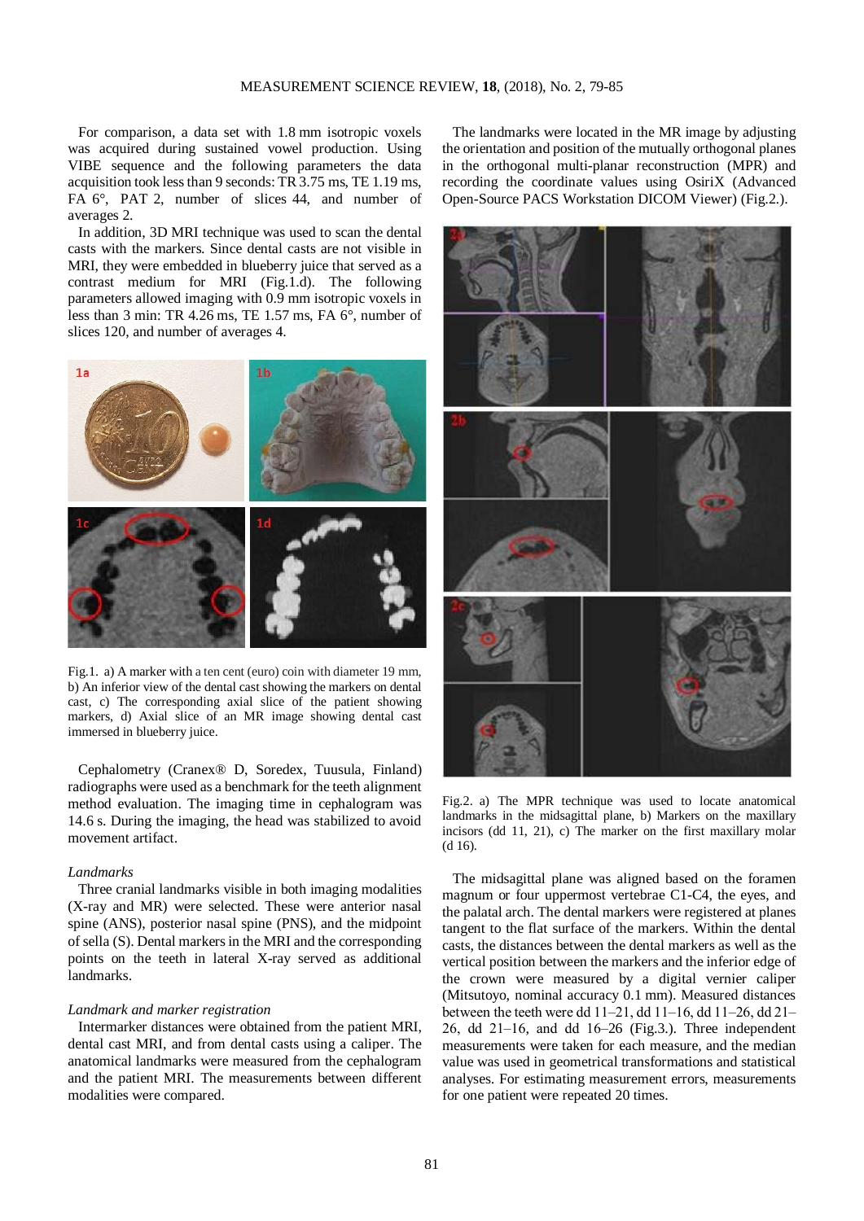For comparison, a data set with 1.8 mm isotropic voxels was acquired during sustained vowel production. Using VIBE sequence and the following parameters the data acquisition took less than 9 seconds: TR 3.75 ms, TE 1.19 ms, FA 6°, PAT 2, number of slices 44, and number of averages 2.

In addition, 3D MRI technique was used to scan the dental casts with the markers. Since dental casts are not visible in MRI, they were embedded in blueberry juice that served as a contrast medium for MRI (Fig.1.d). The following parameters allowed imaging with 0.9 mm isotropic voxels in less than 3 min: TR 4.26 ms, TE 1.57 ms, FA 6°, number of slices 120, and number of averages 4.

Fig.1. a) A marker with a ten cent (euro) coin with diameter 19 mm, b) An inferior view of the dental cast showing the markers on dental cast, c) The corresponding axial slice of the patient showing markers, d) Axial slice of an MR image showing dental cast immersed in blueberry juice.

Cephalometry (Cranex® D, Soredex, Tuusula, Finland) radiographs were used as a benchmark for the teeth alignment method evaluation. The imaging time in cephalogram was 14.6 s. During the imaging, the head was stabilized to avoid movement artifact.

*Landmarks*

Three cranial landmarks visible in both imaging modalities (X-ray and MR) were selected. These were anterior nasal spine (ANS), posterior nasal spine (PNS), and the midpoint of sella (S). Dental markers in the MRI and the corresponding points on the teeth in lateral X-ray served as additional landmarks.

*Landmark and marker registration*

Intermarker distances were obtained from the patient MRI, dental cast MRI, and from dental casts using a caliper. The anatomical landmarks were measured from the cephalogram and the patient MRI. The measurements between different modalities were compared.

The landmarks were located in the MR image by adjusting the orientation and position of the mutually orthogonal planes in the orthogonal multi-planar reconstruction (MPR) and recording the coordinate values using OsiriX (Advanced Open-Source PACS Workstation DICOM Viewer) (Fig.2.).

Fig.2. a) The MPR technique was used to locate anatomical landmarks in the midsagittal plane, b) Markers on the maxillary incisors (dd 11, 21), c) The marker on the first maxillary molar (d 16).

The midsagittal plane was aligned based on the foramen magnum or four uppermost vertebrae C1-C4, the eyes, and the palatal arch. The dental markers were registered at planes tangent to the flat surface of the markers. Within the dental casts, the distances between the dental markers as well as the vertical position between the markers and the inferior edge of the crown were measured by a digital vernier caliper (Mitsutoyo, nominal accuracy 0.1 mm). Measured distances between the teeth were dd 11–21, dd 11–16, dd 11–26, dd 21–26, dd 21–16, and dd 16–26 (Fig.3.). Three independent measurements were taken for each measure, and the median value was used in geometrical transformations and statistical analyses. For estimating measurement errors, measurements for one patient were repeated 20 times.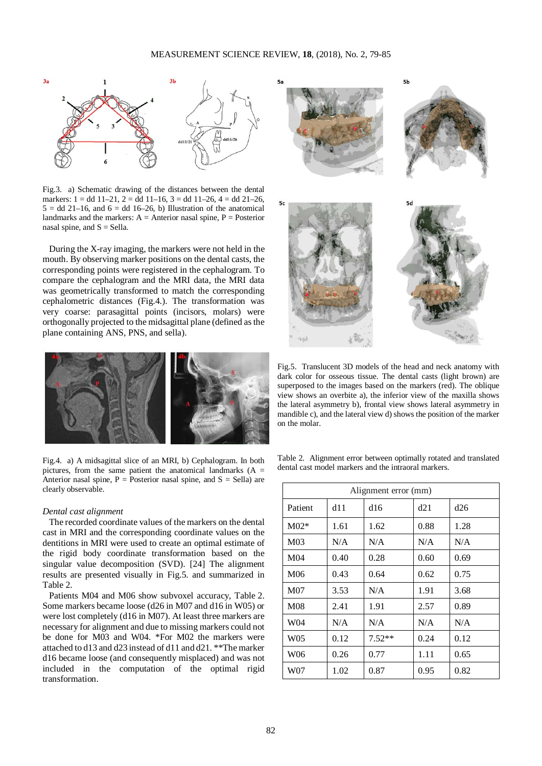Fig.3. a) Schematic drawing of the distances between the dental markers: 1 = dd 11–21, 2 = dd 11–16, 3 = dd 11–26, 4 = dd 21–26, 5 = dd 21–16, and 6 = dd 16–26, b) Illustration of the anatomical landmarks and the markers: A = Anterior nasal spine, P = Posterior nasal spine, and S = Sella.

During the X-ray imaging, the markers were not held in the mouth. By observing marker positions on the dental casts, the corresponding points were registered in the cephalogram. To compare the cephalogram and the MRI data, the MRI data was geometrically transformed to match the corresponding cephalometric distances (Fig.4.). The transformation was very coarse: parasagittal points (incisors, molars) were orthogonally projected to the midsagittal plane (defined as the plane containing ANS, PNS, and sella).

Fig.4. a) A midsagittal slice of an MRI, b) Cephalogram. In both pictures, from the same patient the anatomical landmarks (A = Anterior nasal spine, P = Posterior nasal spine, and S = Sella) are clearly observable.

*Dental cast alignment*

The recorded coordinate values of the markers on the dental cast in MRI and the corresponding coordinate values on the dentitions in MRI were used to create an optimal estimate of the rigid body coordinate transformation based on the singular value decomposition (SVD). [24] The alignment results are presented visually in Fig.5. and summarized in Table 2.

Patients M04 and M06 show subvoxel accuracy, Table 2. Some markers became loose (d26 in M07 and d16 in W05) or were lost completely (d16 in M07). At least three markers are necessary for alignment and due to missing markers could not be done for M03 and W04. *For M02 the markers were attached to d13 and d23 instead of d11 and d21. **The marker d16 became loose (and consequently misplaced) and was not included in the computation of the optimal rigid transformation.

Fig.5. Translucent 3D models of the head and neck anatomy with dark color for osseous tissue. The dental casts (light brown) are superposed to the images based on the markers (red). The oblique view shows an overbite a), the inferior view of the maxilla shows the lateral asymmetry b), frontal view shows lateral asymmetry in mandible c), and the lateral view d) shows the position of the marker on the molar.

Table 2. Alignment error between optimally rotated and translated dental cast model markers and the intraoral markers.

| Alignment error (mm) | | | | |
|---|---|---|---|---|
| Patient | d11 | d16 | d21 | d26 |
| M02* | 1.61 | 1.62 | 0.88 | 1.28 |
| M03 | N/A | N/A | N/A | N/A |
| M04 | 0.40 | 0.28 | 0.60 | 0.69 |
| M06 | 0.43 | 0.64 | 0.62 | 0.75 |
| M07 | 3.53 | N/A | 1.91 | 3.68 |
| M08 | 2.41 | 1.91 | 2.57 | 0.89 |
| W04 | N/A | N/A | N/A | N/A |
| W05 | 0.12 | 7.52** | 0.24 | 0.12 |
| W06 | 0.26 | 0.77 | 1.11 | 0.65 |
| W07 | 1.02 | 0.87 | 0.95 | 0.82 |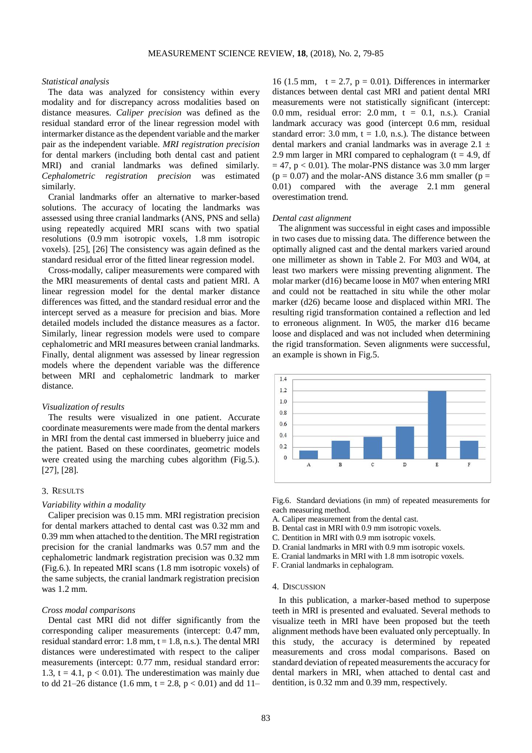*Statistical analysis*

The data was analyzed for consistency within every modality and for discrepancy across modalities based on distance measures. *Caliper precision* was defined as the residual standard error of the linear regression model with intermarker distance as the dependent variable and the marker pair as the independent variable. *MRI registration precision* for dental markers (including both dental cast and patient MRI) and cranial landmarks was defined similarly. *Cephalometric registration precision* was estimated similarly.

Cranial landmarks offer an alternative to marker-based solutions. The accuracy of locating the landmarks was assessed using three cranial landmarks (ANS, PNS and sella) using repeatedly acquired MRI scans with two spatial resolutions (0.9 mm isotropic voxels, 1.8 mm isotropic voxels). [25], [26] The consistency was again defined as the standard residual error of the fitted linear regression model.

Cross-modally, caliper measurements were compared with the MRI measurements of dental casts and patient MRI. A linear regression model for the dental marker distance differences was fitted, and the standard residual error and the intercept served as a measure for precision and bias. More detailed models included the distance measures as a factor. Similarly, linear regression models were used to compare cephalometric and MRI measures between cranial landmarks. Finally, dental alignment was assessed by linear regression models where the dependent variable was the difference between MRI and cephalometric landmark to marker distance.

*Visualization of results*

The results were visualized in one patient. Accurate coordinate measurements were made from the dental markers in MRI from the dental cast immersed in blueberry juice and the patient. Based on these coordinates, geometric models were created using the marching cubes algorithm (Fig.5.). [27], [28].

## 3. Results

*Variability within a modality*

Caliper precision was 0.15 mm. MRI registration precision for dental markers attached to dental cast was 0.32 mm and 0.39 mm when attached to the dentition. The MRI registration precision for the cranial landmarks was 0.57 mm and the cephalometric landmark registration precision was 0.32 mm (Fig.6.). In repeated MRI scans (1.8 mm isotropic voxels) of the same subjects, the cranial landmark registration precision was 1.2 mm.

*Cross modal comparisons*

Dental cast MRI did not differ significantly from the corresponding caliper measurements (intercept: 0.47 mm, residual standard error: 1.8 mm, $t = 1.8$, n.s.). The dental MRI distances were underestimated with respect to the caliper measurements (intercept: 0.77 mm, residual standard error: 1.3, $t = 4.1$, $p < 0.01$). The underestimation was mainly due to dd 21–26 distance (1.6 mm, $t = 2.8$, $p < 0.01$) and dd 11–16 (1.5 mm, $t = 2.7$, $p = 0.01$). Differences in intermarker distances between dental cast MRI and patient dental MRI measurements were not statistically significant (intercept: 0.0 mm, residual error: 2.0 mm, $t = 0.1$, n.s.). Cranial landmark accuracy was good (intercept 0.6 mm, residual standard error: 3.0 mm, $t = 1.0$, n.s.). The distance between dental markers and cranial landmarks was in average $2.1 \pm 2.9$ mm larger in MRI compared to cephalogram ($t = 4.9$, df $= 47$, $p < 0.01$). The molar-PNS distance was 3.0 mm larger ($p = 0.07$) and the molar-ANS distance 3.6 mm smaller ($p = 0.01$) compared with the average 2.1 mm general overestimation trend.

*Dental cast alignment*

The alignment was successful in eight cases and impossible in two cases due to missing data. The difference between the optimally aligned cast and the dental markers varied around one millimeter as shown in Table 2. For M03 and W04, at least two markers were missing preventing alignment. The molar marker (d16) became loose in M07 when entering MRI and could not be reattached in situ while the other molar marker (d26) became loose and displaced within MRI. The resulting rigid transformation contained a reflection and led to erroneous alignment. In W05, the marker d16 became loose and displaced and was not included when determining the rigid transformation. Seven alignments were successful, an example is shown in Fig.5.

Fig.6. Standard deviations (in mm) of repeated measurements for each measuring method.
A. Caliper measurement from the dental cast.
B. Dental cast in MRI with 0.9 mm isotropic voxels.
C. Dentition in MRI with 0.9 mm isotropic voxels.
D. Cranial landmarks in MRI with 0.9 mm isotropic voxels.
E. Cranial landmarks in MRI with 1.8 mm isotropic voxels.
F. Cranial landmarks in cephalogram.

## 4. Discussion

In this publication, a marker-based method to superpose teeth in MRI is presented and evaluated. Several methods to visualize teeth in MRI have been proposed but the teeth alignment methods have been evaluated only perceptually. In this study, the accuracy is determined by repeated measurements and cross modal comparisons. Based on standard deviation of repeated measurements the accuracy for dental markers in MRI, when attached to dental cast and dentition, is 0.32 mm and 0.39 mm, respectively.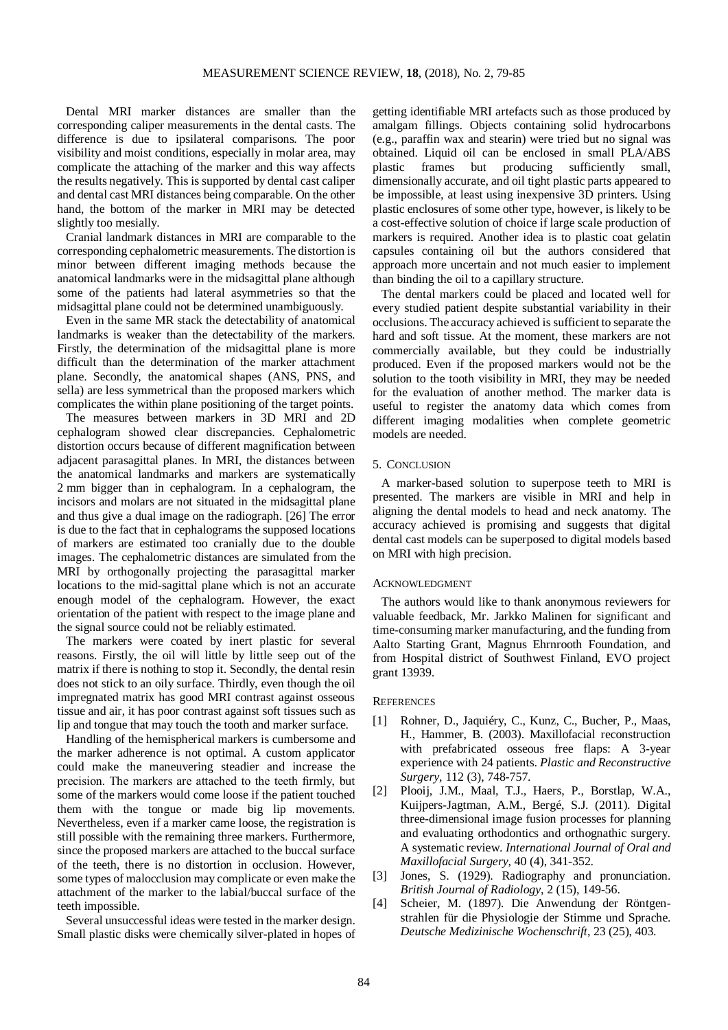Dental MRI marker distances are smaller than the corresponding caliper measurements in the dental casts. The difference is due to ipsilateral comparisons. The poor visibility and moist conditions, especially in molar area, may complicate the attaching of the marker and this way affects the results negatively. This is supported by dental cast caliper and dental cast MRI distances being comparable. On the other hand, the bottom of the marker in MRI may be detected slightly too mesially.

Cranial landmark distances in MRI are comparable to the corresponding cephalometric measurements. The distortion is minor between different imaging methods because the anatomical landmarks were in the midsagittal plane although some of the patients had lateral asymmetries so that the midsagittal plane could not be determined unambiguously.

Even in the same MR stack the detectability of anatomical landmarks is weaker than the detectability of the markers. Firstly, the determination of the midsagittal plane is more difficult than the determination of the marker attachment plane. Secondly, the anatomical shapes (ANS, PNS, and sella) are less symmetrical than the proposed markers which complicates the within plane positioning of the target points.

The measures between markers in 3D MRI and 2D cephalogram showed clear discrepancies. Cephalometric distortion occurs because of different magnification between adjacent parasagittal planes. In MRI, the distances between the anatomical landmarks and markers are systematically 2 mm bigger than in cephalogram. In a cephalogram, the incisors and molars are not situated in the midsagittal plane and thus give a dual image on the radiograph. [26] The error is due to the fact that in cephalograms the supposed locations of markers are estimated too cranially due to the double images. The cephalometric distances are simulated from the MRI by orthogonally projecting the parasagittal marker locations to the mid-sagittal plane which is not an accurate enough model of the cephalogram. However, the exact orientation of the patient with respect to the image plane and the signal source could not be reliably estimated.

The markers were coated by inert plastic for several reasons. Firstly, the oil will little by little seep out of the matrix if there is nothing to stop it. Secondly, the dental resin does not stick to an oily surface. Thirdly, even though the oil impregnated matrix has good MRI contrast against osseous tissue and air, it has poor contrast against soft tissues such as lip and tongue that may touch the tooth and marker surface.

Handling of the hemispherical markers is cumbersome and the marker adherence is not optimal. A custom applicator could make the maneuvering steadier and increase the precision. The markers are attached to the teeth firmly, but some of the markers would come loose if the patient touched them with the tongue or made big lip movements. Nevertheless, even if a marker came loose, the registration is still possible with the remaining three markers. Furthermore, since the proposed markers are attached to the buccal surface of the teeth, there is no distortion in occlusion. However, some types of malocclusion may complicate or even make the attachment of the marker to the labial/buccal surface of the teeth impossible.

Several unsuccessful ideas were tested in the marker design. Small plastic disks were chemically silver-plated in hopes of getting identifiable MRI artefacts such as those produced by amalgam fillings. Objects containing solid hydrocarbons (e.g., paraffin wax and stearin) were tried but no signal was obtained. Liquid oil can be enclosed in small PLA/ABS plastic frames but producing sufficiently small, dimensionally accurate, and oil tight plastic parts appeared to be impossible, at least using inexpensive 3D printers. Using plastic enclosures of some other type, however, is likely to be a cost-effective solution of choice if large scale production of markers is required. Another idea is to plastic coat gelatin capsules containing oil but the authors considered that approach more uncertain and not much easier to implement than binding the oil to a capillary structure.

The dental markers could be placed and located well for every studied patient despite substantial variability in their occlusions. The accuracy achieved is sufficient to separate the hard and soft tissue. At the moment, these markers are not commercially available, but they could be industrially produced. Even if the proposed markers would not be the solution to the tooth visibility in MRI, they may be needed for the evaluation of another method. The marker data is useful to register the anatomy data which comes from different imaging modalities when complete geometric models are needed.

## 5. Conclusion

A marker-based solution to superpose teeth to MRI is presented. The markers are visible in MRI and help in aligning the dental models to head and neck anatomy. The accuracy achieved is promising and suggests that digital dental cast models can be superposed to digital models based on MRI with high precision.

## Acknowledgment

The authors would like to thank anonymous reviewers for valuable feedback, Mr. Jarkko Malinen for significant and time-consuming marker manufacturing, and the funding from Aalto Starting Grant, Magnus Ehrnrooth Foundation, and from Hospital district of Southwest Finland, EVO project grant 13939.

## References

[1] Rohner, D., Jaquiéry, C., Kunz, C., Bucher, P., Maas, H., Hammer, B. (2003). Maxillofacial reconstruction with prefabricated osseous free flaps: A 3-year experience with 24 patients. *Plastic and Reconstructive Surgery*, 112 (3), 748-757.

[2] Plooij, J.M., Maal, T.J., Haers, P., Borstlap, W.A., Kuijpers-Jagtman, A.M., Bergé, S.J. (2011). Digital three-dimensional image fusion processes for planning and evaluating orthodontics and orthognathic surgery. A systematic review. *International Journal of Oral and Maxillofacial Surgery*, 40 (4), 341-352.

[3] Jones, S. (1929). Radiography and pronunciation. *British Journal of Radiology*, 2 (15), 149-56.

[4] Scheier, M. (1897). Die Anwendung der Röntgenstrahlen für die Physiologie der Stimme und Sprache. *Deutsche Medizinische Wochenschrift*, 23 (25), 403.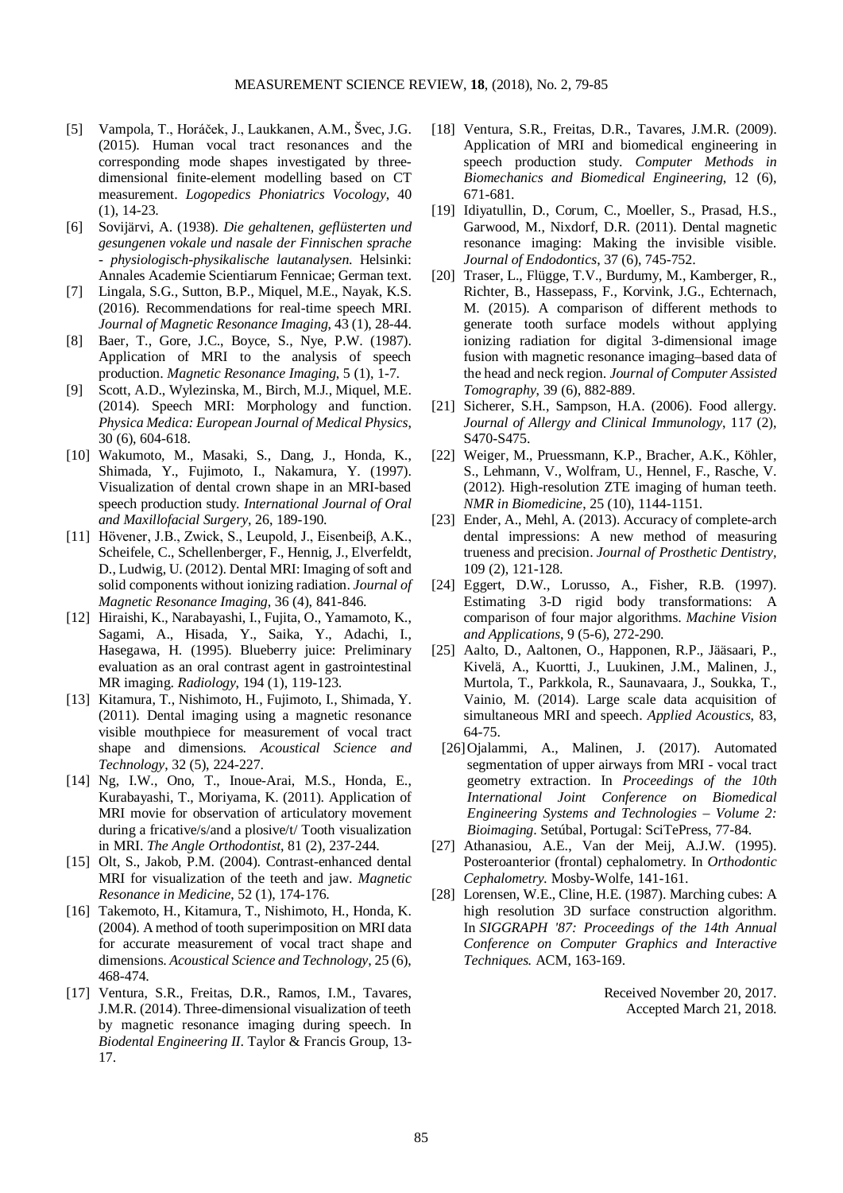[5] Vampola, T., Horáček, J., Laukkanen, A.M., Švec, J.G. (2015). Human vocal tract resonances and the corresponding mode shapes investigated by three-dimensional finite-element modelling based on CT measurement. *Logopedics Phoniatrics Vocology*, 40 (1), 14-23.

[6] Sovijärvi, A. (1938). *Die gehaltenen, geflüsterten und gesungenen vokale und nasale der Finnischen sprache - physiologisch-physikalische lautanalysen*. Helsinki: Annales Academie Scientiarum Fennicae; German text.

[7] Lingala, S.G., Sutton, B.P., Miquel, M.E., Nayak, K.S. (2016). Recommendations for real-time speech MRI. *Journal of Magnetic Resonance Imaging*, 43 (1), 28-44.

[8] Baer, T., Gore, J.C., Boyce, S., Nye, P.W. (1987). Application of MRI to the analysis of speech production. *Magnetic Resonance Imaging*, 5 (1), 1-7.

[9] Scott, A.D., Wylezinska, M., Birch, M.J., Miquel, M.E. (2014). Speech MRI: Morphology and function. *Physica Medica: European Journal of Medical Physics*, 30 (6), 604-618.

[10] Wakumoto, M., Masaki, S., Dang, J., Honda, K., Shimada, Y., Fujimoto, I., Nakamura, Y. (1997). Visualization of dental crown shape in an MRI-based speech production study. *International Journal of Oral and Maxillofacial Surgery*, 26, 189-190.

[11] Hövener, J.B., Zwick, S., Leupold, J., Eisenbeiβ, A.K., Scheifele, C., Schellenberger, F., Hennig, J., Elverfeldt, D., Ludwig, U. (2012). Dental MRI: Imaging of soft and solid components without ionizing radiation. *Journal of Magnetic Resonance Imaging*, 36 (4), 841-846.

[12] Hiraishi, K., Narabayashi, I., Fujita, O., Yamamoto, K., Sagami, A., Hisada, Y., Saika, Y., Adachi, I., Hasegawa, H. (1995). Blueberry juice: Preliminary evaluation as an oral contrast agent in gastrointestinal MR imaging. *Radiology*, 194 (1), 119-123.

[13] Kitamura, T., Nishimoto, H., Fujimoto, I., Shimada, Y. (2011). Dental imaging using a magnetic resonance visible mouthpiece for measurement of vocal tract shape and dimensions. *Acoustical Science and Technology*, 32 (5), 224-227.

[14] Ng, I.W., Ono, T., Inoue-Arai, M.S., Honda, E., Kurabayashi, T., Moriyama, K. (2011). Application of MRI movie for observation of articulatory movement during a fricative/s/and a plosive/t/ Tooth visualization in MRI. *The Angle Orthodontist*, 81 (2), 237-244.

[15] Olt, S., Jakob, P.M. (2004). Contrast-enhanced dental MRI for visualization of the teeth and jaw. *Magnetic Resonance in Medicine*, 52 (1), 174-176.

[16] Takemoto, H., Kitamura, T., Nishimoto, H., Honda, K. (2004). A method of tooth superimposition on MRI data for accurate measurement of vocal tract shape and dimensions. *Acoustical Science and Technology*, 25 (6), 468-474.

[17] Ventura, S.R., Freitas, D.R., Ramos, I.M., Tavares, J.M.R. (2014). Three-dimensional visualization of teeth by magnetic resonance imaging during speech. In *Biodental Engineering II*. Taylor & Francis Group, 13-17.

[18] Ventura, S.R., Freitas, D.R., Tavares, J.M.R. (2009). Application of MRI and biomedical engineering in speech production study. *Computer Methods in Biomechanics and Biomedical Engineering*, 12 (6), 671-681.

[19] Idiyatullin, D., Corum, C., Moeller, S., Prasad, H.S., Garwood, M., Nixdorf, D.R. (2011). Dental magnetic resonance imaging: Making the invisible visible. *Journal of Endodontics*, 37 (6), 745-752.

[20] Traser, L., Flügge, T.V., Burdumy, M., Kamberger, R., Richter, B., Hassepass, F., Korvink, J.G., Echternach, M. (2015). A comparison of different methods to generate tooth surface models without applying ionizing radiation for digital 3-dimensional image fusion with magnetic resonance imaging–based data of the head and neck region. *Journal of Computer Assisted Tomography*, 39 (6), 882-889.

[21] Sicherer, S.H., Sampson, H.A. (2006). Food allergy. *Journal of Allergy and Clinical Immunology*, 117 (2), S470-S475.

[22] Weiger, M., Pruessmann, K.P., Bracher, A.K., Köhler, S., Lehmann, V., Wolfram, U., Hennel, F., Rasche, V. (2012). High-resolution ZTE imaging of human teeth. *NMR in Biomedicine*, 25 (10), 1144-1151.

[23] Ender, A., Mehl, A. (2013). Accuracy of complete-arch dental impressions: A new method of measuring trueness and precision. *Journal of Prosthetic Dentistry*, 109 (2), 121-128.

[24] Eggert, D.W., Lorusso, A., Fisher, R.B. (1997). Estimating 3-D rigid body transformations: A comparison of four major algorithms. *Machine Vision and Applications*, 9 (5-6), 272-290.

[25] Aalto, D., Aaltonen, O., Happonen, R.P., Jääsaari, P., Kivelä, A., Kuortti, J., Luukinen, J.M., Malinen, J., Murtola, T., Parkkola, R., Saunavaara, J., Soukka, T., Vainio, M. (2014). Large scale data acquisition of simultaneous MRI and speech. *Applied Acoustics*, 83, 64-75.

[26] Ojalammi, A., Malinen, J. (2017). Automated segmentation of upper airways from MRI - vocal tract geometry extraction. In *Proceedings of the 10th International Joint Conference on Biomedical Engineering Systems and Technologies – Volume 2: Bioimaging*. Setúbal, Portugal: SciTePress, 77-84.

[27] Athanasiou, A.E., Van der Meij, A.J.W. (1995). Posteroanterior (frontal) cephalometry. In *Orthodontic Cephalometry*. Mosby-Wolfe, 141-161.

[28] Lorensen, W.E., Cline, H.E. (1987). Marching cubes: A high resolution 3D surface construction algorithm. In *SIGGRAPH '87: Proceedings of the 14th Annual Conference on Computer Graphics and Interactive Techniques*. ACM, 163-169.

Received November 20, 2017.
Accepted March 21, 2018.